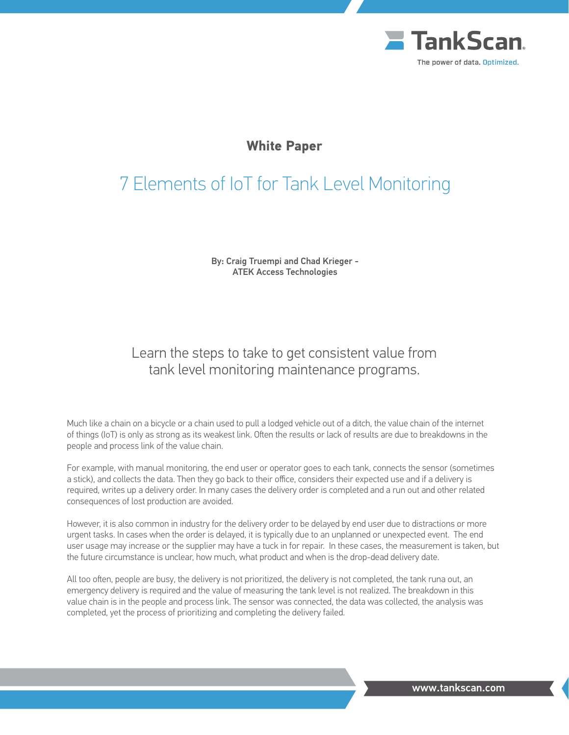TankScan

The power of data. Optimized.

**White Paper**

# 7 Elements of IoT for Tank Level Monitoring

**By: Craig Truempi and Chad Krieger - ATEK Access Technologies**

## Learn the steps to take to get consistent value from tank level monitoring maintenance programs.

Much like a chain on a bicycle or a chain used to pull a lodged vehicle out of a ditch, the value chain of the internet of things (IoT) is only as strong as its weakest link. Often the results or lack of results are due to breakdowns in the people and process link of the value chain.

For example, with manual monitoring, the end user or operator goes to each tank, connects the sensor (sometimes a stick), and collects the data. Then they go back to their office, considers their expected use and if a delivery is required, writes up a delivery order. In many cases the delivery order is completed and a run out and other related consequences of lost production are avoided.

However, it is also common in industry for the delivery order to be delayed by end user due to distractions or more urgent tasks. In cases when the order is delayed, it is typically due to an unplanned or unexpected event. The end user usage may increase or the supplier may have a tuck in for repair. In these cases, the measurement is taken, but the future circumstance is unclear, how much, what product and when is the drop-dead delivery date.

All too often, people are busy, the delivery is not prioritized, the delivery is not completed, the tank runa out, an emergency delivery is required and the value of measuring the tank level is not realized. The breakdown in this value chain is in the people and process link. The sensor was connected, the data was collected, the analysis was completed, yet the process of prioritizing and completing the delivery failed.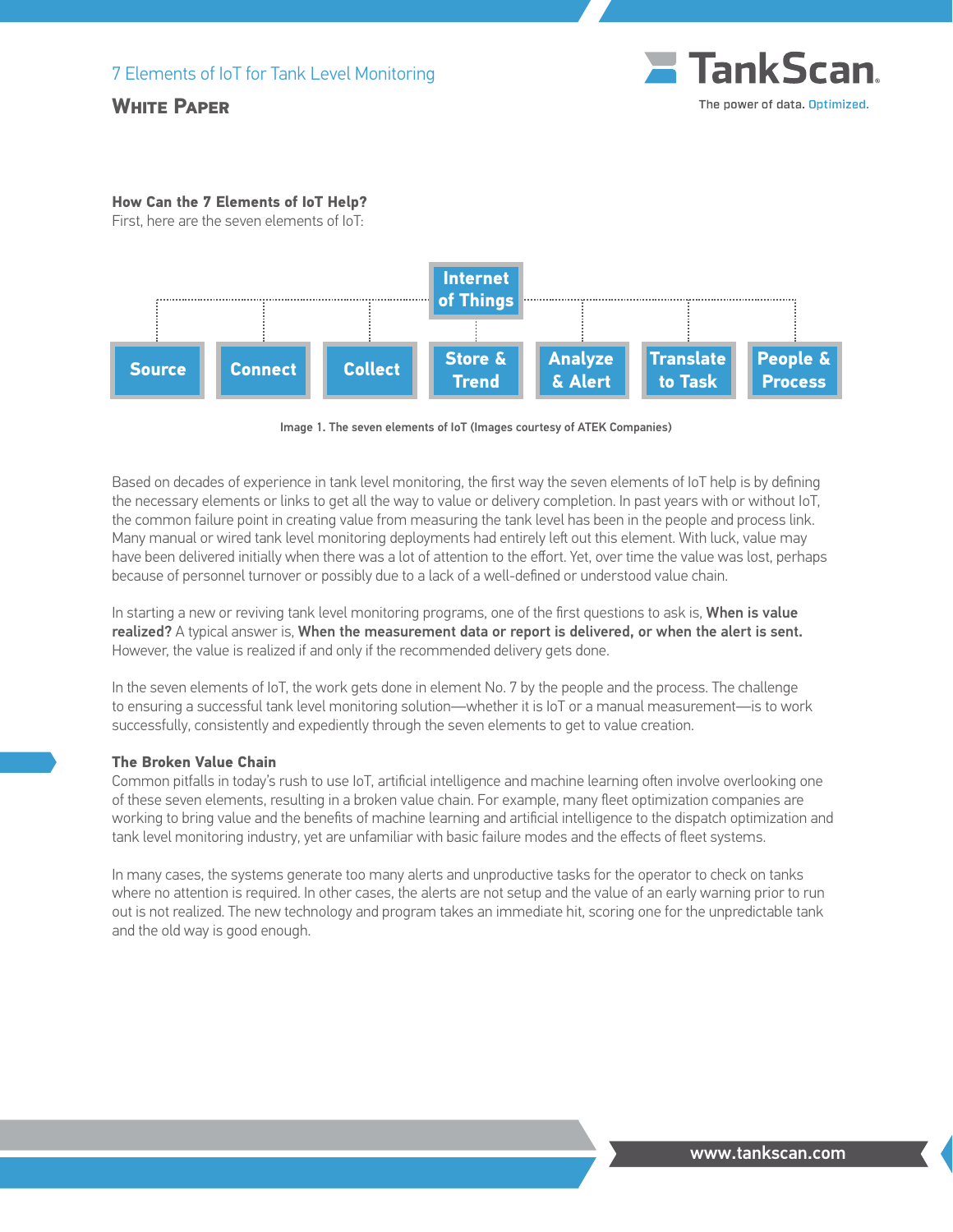**How Can the 7 Elements of IoT Help?**
First, here are the seven elements of IoT:

Internet of Things

Source | Connect | Collect | Store & Trend | Analyze & Alert | Translate to Task | People & Process

Image 1. The seven elements of IoT (Images courtesy of ATEK Companies)

Based on decades of experience in tank level monitoring, the first way the seven elements of IoT help is by defining the necessary elements or links to get all the way to value or delivery completion. In past years with or without IoT, the common failure point in creating value from measuring the tank level has been in the people and process link. Many manual or wired tank level monitoring deployments had entirely left out this element. With luck, value may have been delivered initially when there was a lot of attention to the effort. Yet, over time the value was lost, perhaps because of personnel turnover or possibly due to a lack of a well-defined or understood value chain.

In starting a new or reviving tank level monitoring programs, one of the first questions to ask is, **When is value realized?** A typical answer is, **When the measurement data or report is delivered, or when the alert is sent.** However, the value is realized if and only if the recommended delivery gets done.

In the seven elements of IoT, the work gets done in element No. 7 by the people and the process. The challenge to ensuring a successful tank level monitoring solution—whether it is IoT or a manual measurement—is to work successfully, consistently and expediently through the seven elements to get to value creation.

**The Broken Value Chain**
Common pitfalls in today's rush to use IoT, artificial intelligence and machine learning often involve overlooking one of these seven elements, resulting in a broken value chain. For example, many fleet optimization companies are working to bring value and the benefits of machine learning and artificial intelligence to the dispatch optimization and tank level monitoring industry, yet are unfamiliar with basic failure modes and the effects of fleet systems.

In many cases, the systems generate too many alerts and unproductive tasks for the operator to check on tanks where no attention is required. In other cases, the alerts are not setup and the value of an early warning prior to run out is not realized. The new technology and program takes an immediate hit, scoring one for the unpredictable tank and the old way is good enough.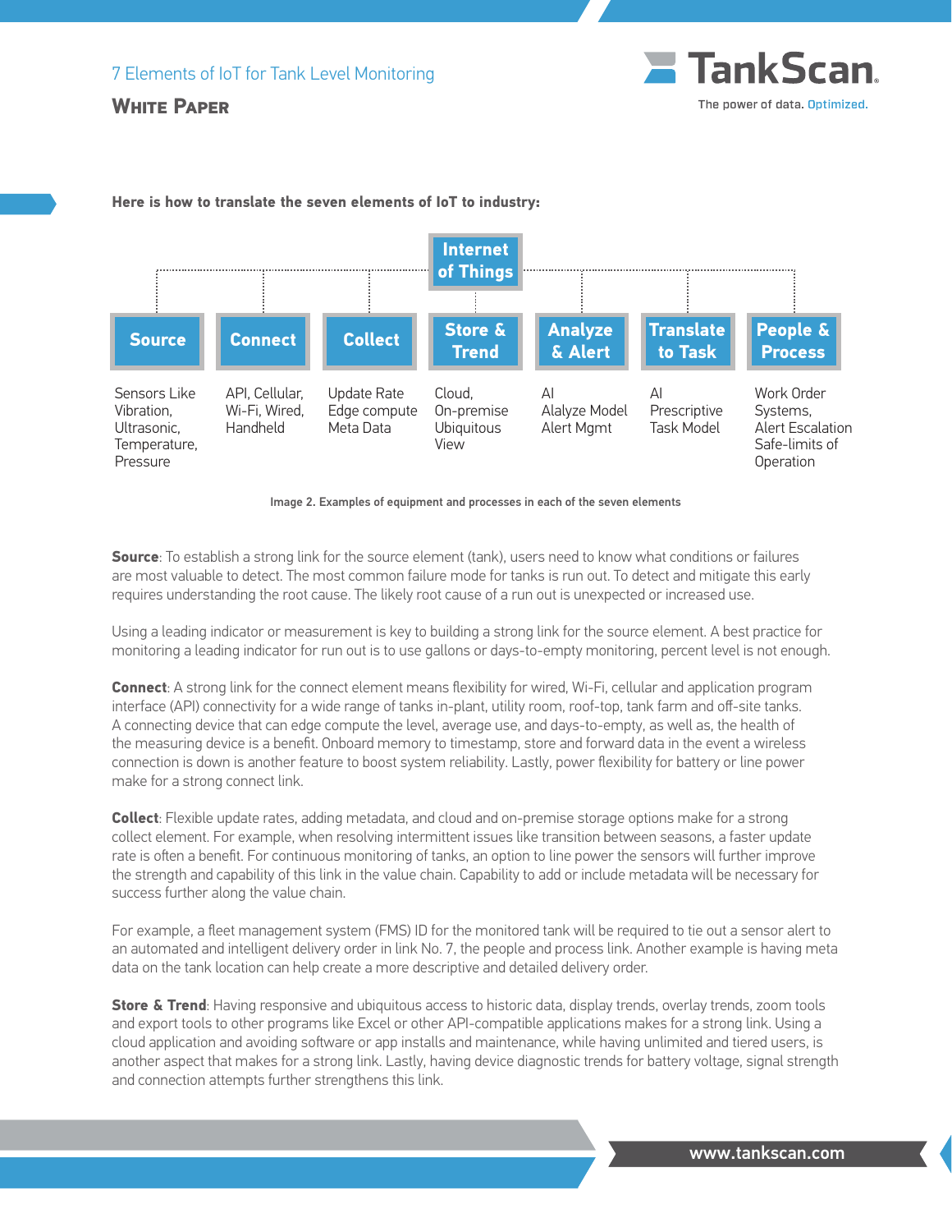Here is how to translate the seven elements of IoT to industry:

| Internet of Things | | | | | | |
|---|---|---|---|---|---|---|
| **Source** | **Connect** | **Collect** | **Store & Trend** | **Analyze & Alert** | **Translate to Task** | **People & Process** |
| Sensors Like Vibration, Ultrasonic, Temperature, Pressure | API, Cellular, Wi-Fi, Wired, Handheld | Update Rate Edge compute Meta Data | Cloud, On-premise Ubiquitous View | AI Alalyze Model Alert Mgmt | AI Prescriptive Task Model | Work Order Systems, Alert Escalation Safe-limits of Operation |

Image 2. Examples of equipment and processes in each of the seven elements

**Source**: To establish a strong link for the source element (tank), users need to know what conditions or failures are most valuable to detect. The most common failure mode for tanks is run out. To detect and mitigate this early requires understanding the root cause. The likely root cause of a run out is unexpected or increased use.

Using a leading indicator or measurement is key to building a strong link for the source element. A best practice for monitoring a leading indicator for run out is to use gallons or days-to-empty monitoring, percent level is not enough.

**Connect**: A strong link for the connect element means flexibility for wired, Wi-Fi, cellular and application program interface (API) connectivity for a wide range of tanks in-plant, utility room, roof-top, tank farm and off-site tanks. A connecting device that can edge compute the level, average use, and days-to-empty, as well as, the health of the measuring device is a benefit. Onboard memory to timestamp, store and forward data in the event a wireless connection is down is another feature to boost system reliability. Lastly, power flexibility for battery or line power make for a strong connect link.

**Collect**: Flexible update rates, adding metadata, and cloud and on-premise storage options make for a strong collect element. For example, when resolving intermittent issues like transition between seasons, a faster update rate is often a benefit. For continuous monitoring of tanks, an option to line power the sensors will further improve the strength and capability of this link in the value chain. Capability to add or include metadata will be necessary for success further along the value chain.

For example, a fleet management system (FMS) ID for the monitored tank will be required to tie out a sensor alert to an automated and intelligent delivery order in link No. 7, the people and process link. Another example is having meta data on the tank location can help create a more descriptive and detailed delivery order.

**Store & Trend**: Having responsive and ubiquitous access to historic data, display trends, overlay trends, zoom tools and export tools to other programs like Excel or other API-compatible applications makes for a strong link. Using a cloud application and avoiding software or app installs and maintenance, while having unlimited and tiered users, is another aspect that makes for a strong link. Lastly, having device diagnostic trends for battery voltage, signal strength and connection attempts further strengthens this link.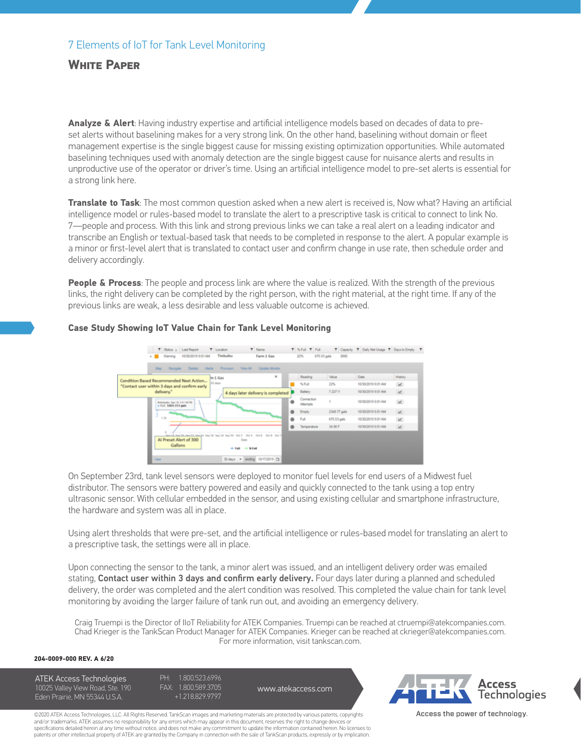## Analyze & Alert

**Analyze & Alert**: Having industry expertise and artificial intelligence models based on decades of data to pre-set alerts without baselining makes for a very strong link. On the other hand, baselining without domain or fleet management expertise is the single biggest cause for missing existing optimization opportunities. While automated baselining techniques used with anomaly detection are the single biggest cause for nuisance alerts and results in unproductive use of the operator or driver's time. Using an artificial intelligence model to pre-set alerts is essential for a strong link here.

**Translate to Task**: The most common question asked when a new alert is received is, Now what? Having an artificial intelligence model or rules-based model to translate the alert to a prescriptive task is critical to connect to link No. 7—people and process. With this link and strong previous links we can take a real alert on a leading indicator and transcribe an English or textual-based task that needs to be completed in response to the alert. A popular example is a minor or first-level alert that is translated to contact user and confirm change in use rate, then schedule order and delivery accordingly.

**People & Process**: The people and process link are where the value is realized. With the strength of the previous links, the right delivery can be completed by the right person, with the right material, at the right time. If any of the previous links are weak, a less desirable and less valuable outcome is achieved.

### Case Study Showing IoT Value Chain for Tank Level Monitoring

Condition Based Recommended Next Action... "Contact user within 3 days and confirm early delivery."

4 days later delivery is completed

AI Preset Alert of 300 Gallons

On September 23rd, tank level sensors were deployed to monitor fuel levels for end users of a Midwest fuel distributor. The sensors were battery powered and easily and quickly connected to the tank using a top entry ultrasonic sensor. With cellular embedded in the sensor, and using existing cellular and smartphone infrastructure, the hardware and system was all in place.

Using alert thresholds that were pre-set, and the artificial intelligence or rules-based model for translating an alert to a prescriptive task, the settings were all in place.

Upon connecting the sensor to the tank, a minor alert was issued, and an intelligent delivery order was emailed stating, **Contact user within 3 days and confirm early delivery.** Four days later during a planned and scheduled delivery, the order was completed and the alert condition was resolved. This completed the value chain for tank level monitoring by avoiding the larger failure of tank run out, and avoiding an emergency delivery.

Craig Truempi is the Director of IIoT Reliability for ATEK Companies. Truempi can be reached at ctruempi@atekcompanies.com. Chad Krieger is the TankScan Product Manager for ATEK Companies. Krieger can be reached at ckrieger@atekcompanies.com. For more information, visit tankscan.com.

204-0009-000 REV. A 6/20

ATEK Access Technologies
10025 Valley View Road, Ste. 190
Eden Prairie, MN 55344 U.S.A.

PH: 1.800.523.6996
FAX: 1.800.589.3705
+1.218.829.9797

www.atekaccess.com

ATEK Access Technologies
Access the power of technology.

©2020 ATEK Access Technologies, LLC. All Rights Reserved. TankScan images and marketing materials are protected by various patents, copyrights and/or trademarks. ATEK assumes no responsibility for any errors which may appear in this document, reserves the right to change devices or specifications detailed herein at any time without notice, and does not make any commitment to update the information contained herein. No licenses to patents or other intellectual property of ATEK are granted by the Company in connection with the sale of TankScan products, expressly or by implication.